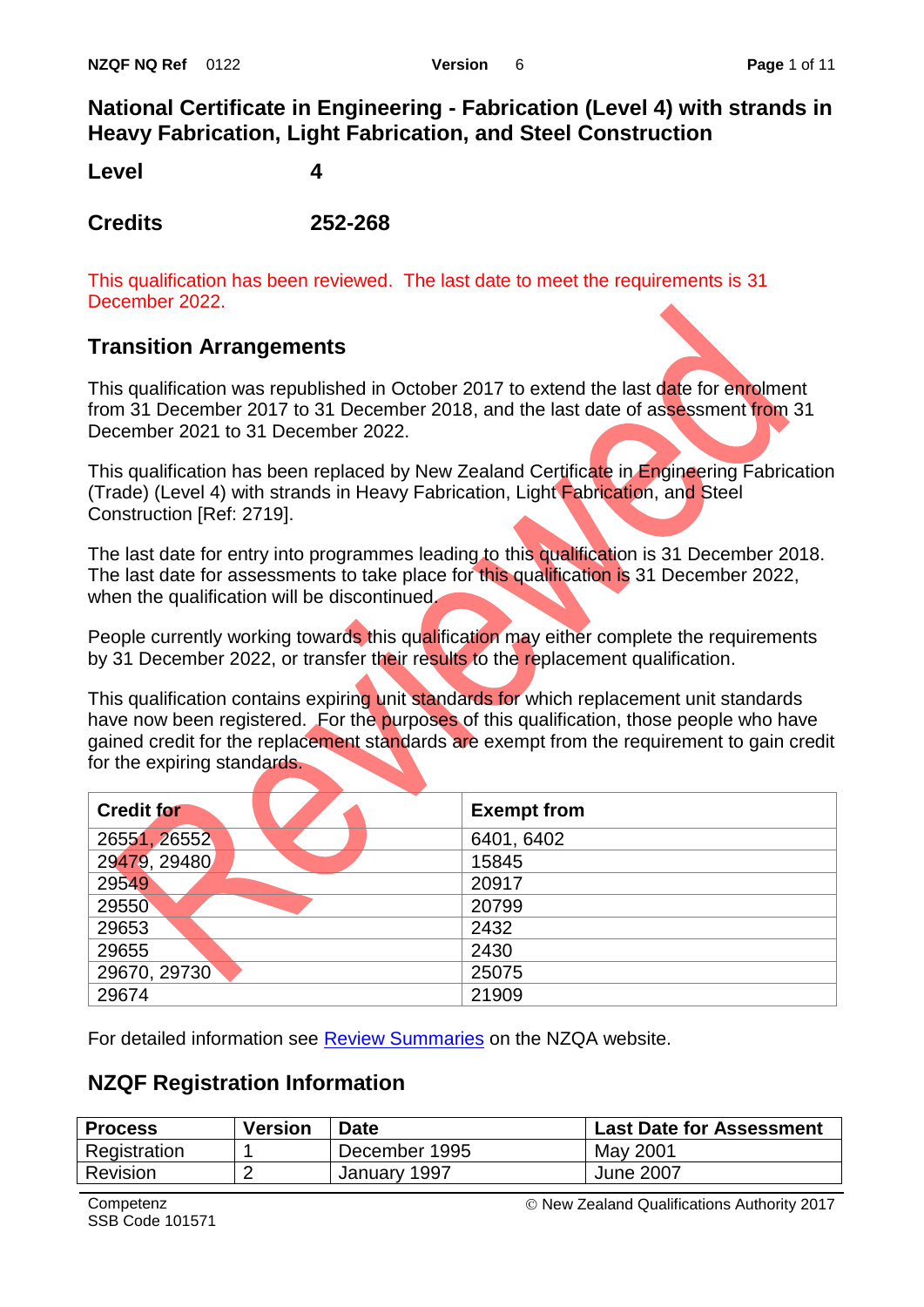# National Certificate in Engineering - Fabrication (Level 4) with strands in Heavy Fabrication, Light Fabrication, and Steel Construction

| | |
|---|---|
| **Level** | **4** |
| **Credits** | **252-268** |

This qualification has been reviewed. The last date to meet the requirements is 31 December 2022.

## Transition Arrangements

This qualification was republished in October 2017 to extend the last date for enrolment from 31 December 2017 to 31 December 2018, and the last date of assessment from 31 December 2021 to 31 December 2022.

This qualification has been replaced by New Zealand Certificate in Engineering Fabrication (Trade) (Level 4) with strands in Heavy Fabrication, Light Fabrication, and Steel Construction [Ref: 2719].

The last date for entry into programmes leading to this qualification is 31 December 2018. The last date for assessments to take place for this qualification is 31 December 2022, when the qualification will be discontinued.

People currently working towards this qualification may either complete the requirements by 31 December 2022, or transfer their results to the replacement qualification.

This qualification contains expiring unit standards for which replacement unit standards have now been registered. For the purposes of this qualification, those people who have gained credit for the replacement standards are exempt from the requirement to gain credit for the expiring standards.

| Credit for | Exempt from |
|---|---|
| 26551, 26552 | 6401, 6402 |
| 29479, 29480 | 15845 |
| 29549 | 20917 |
| 29550 | 20799 |
| 29653 | 2432 |
| 29655 | 2430 |
| 29670, 29730 | 25075 |
| 29674 | 21909 |

For detailed information see Review Summaries on the NZQA website.

## NZQF Registration Information

| Process | Version | Date | Last Date for Assessment |
|---|---|---|---|
| Registration | 1 | December 1995 | May 2001 |
| Revision | 2 | January 1997 | June 2007 |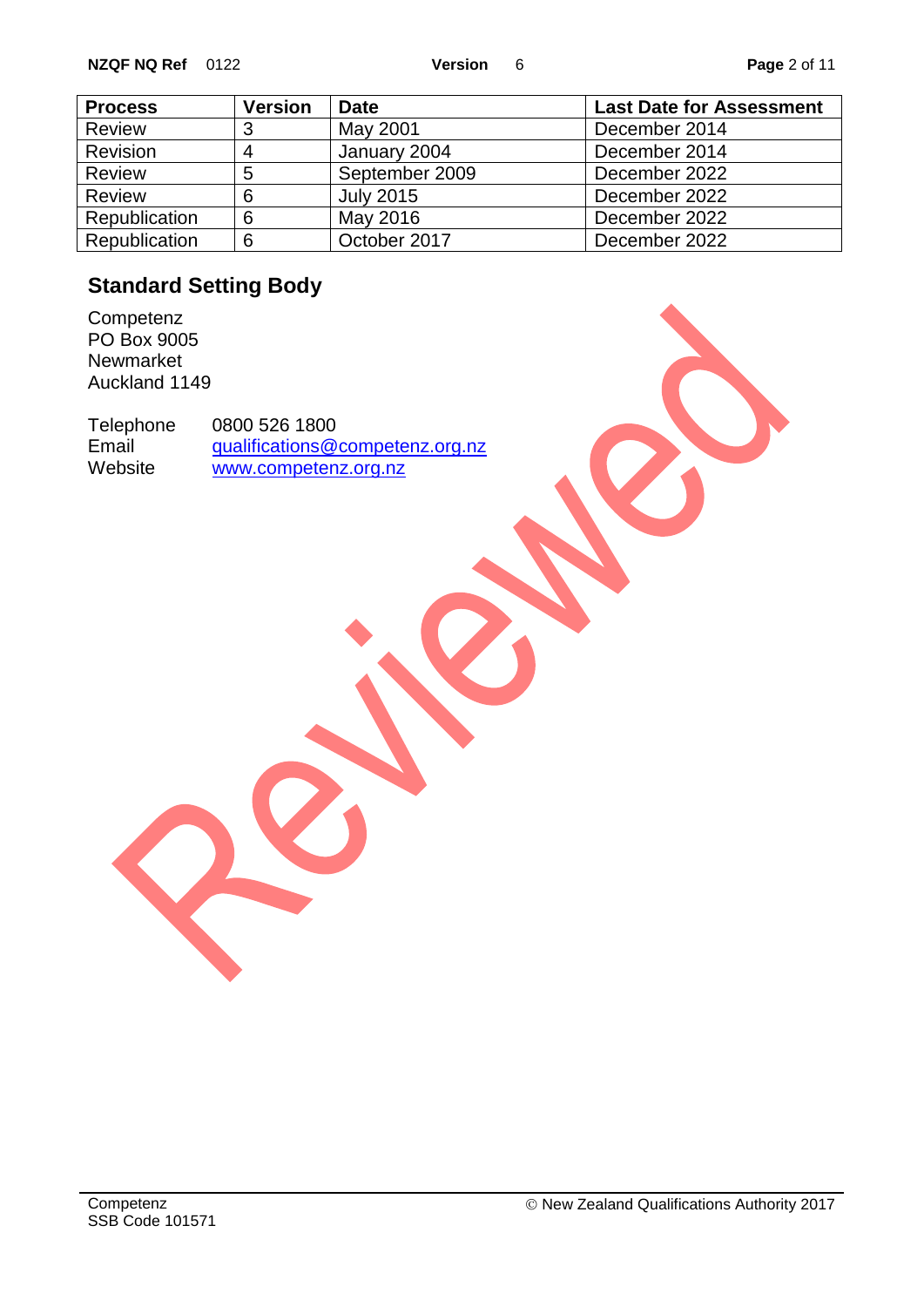| Process | Version | Date | Last Date for Assessment |
|---|---|---|---|
| Review | 3 | May 2001 | December 2014 |
| Revision | 4 | January 2004 | December 2014 |
| Review | 5 | September 2009 | December 2022 |
| Review | 6 | July 2015 | December 2022 |
| Republication | 6 | May 2016 | December 2022 |
| Republication | 6 | October 2017 | December 2022 |

## Standard Setting Body

Competenz
PO Box 9005
Newmarket
Auckland 1149

Telephone 0800 526 1800
Email qualifications@competenz.org.nz
Website www.competenz.org.nz

Reviewed

Competenz
SSB Code 101571

© New Zealand Qualifications Authority 2017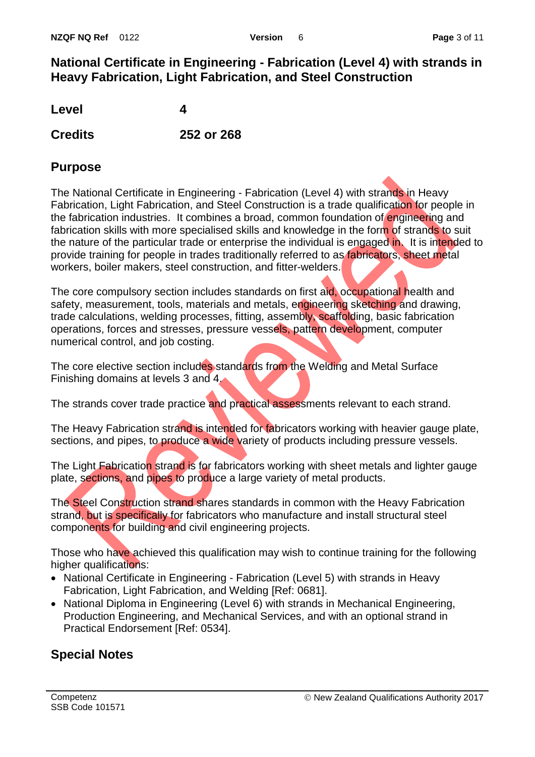# National Certificate in Engineering - Fabrication (Level 4) with strands in Heavy Fabrication, Light Fabrication, and Steel Construction

| | |
|---|---|
| **Level** | **4** |
| **Credits** | **252 or 268** |

## Purpose

The National Certificate in Engineering - Fabrication (Level 4) with strands in Heavy Fabrication, Light Fabrication, and Steel Construction is a trade qualification for people in the fabrication industries. It combines a broad, common foundation of engineering and fabrication skills with more specialised skills and knowledge in the form of strands to suit the nature of the particular trade or enterprise the individual is engaged in. It is intended to provide training for people in trades traditionally referred to as fabricators, sheet metal workers, boiler makers, steel construction, and fitter-welders.

The core compulsory section includes standards on first aid, occupational health and safety, measurement, tools, materials and metals, engineering sketching and drawing, trade calculations, welding processes, fitting, assembly, scaffolding, basic fabrication operations, forces and stresses, pressure vessels, pattern development, computer numerical control, and job costing.

The core elective section includes standards from the Welding and Metal Surface Finishing domains at levels 3 and 4.

The strands cover trade practice and practical assessments relevant to each strand.

The Heavy Fabrication strand is intended for fabricators working with heavier gauge plate, sections, and pipes, to produce a wide variety of products including pressure vessels.

The Light Fabrication strand is for fabricators working with sheet metals and lighter gauge plate, sections, and pipes to produce a large variety of metal products.

The Steel Construction strand shares standards in common with the Heavy Fabrication strand, but is specifically for fabricators who manufacture and install structural steel components for building and civil engineering projects.

Those who have achieved this qualification may wish to continue training for the following higher qualifications:

- National Certificate in Engineering - Fabrication (Level 5) with strands in Heavy Fabrication, Light Fabrication, and Welding [Ref: 0681].
- National Diploma in Engineering (Level 6) with strands in Mechanical Engineering, Production Engineering, and Mechanical Services, and with an optional strand in Practical Endorsement [Ref: 0534].

## Special Notes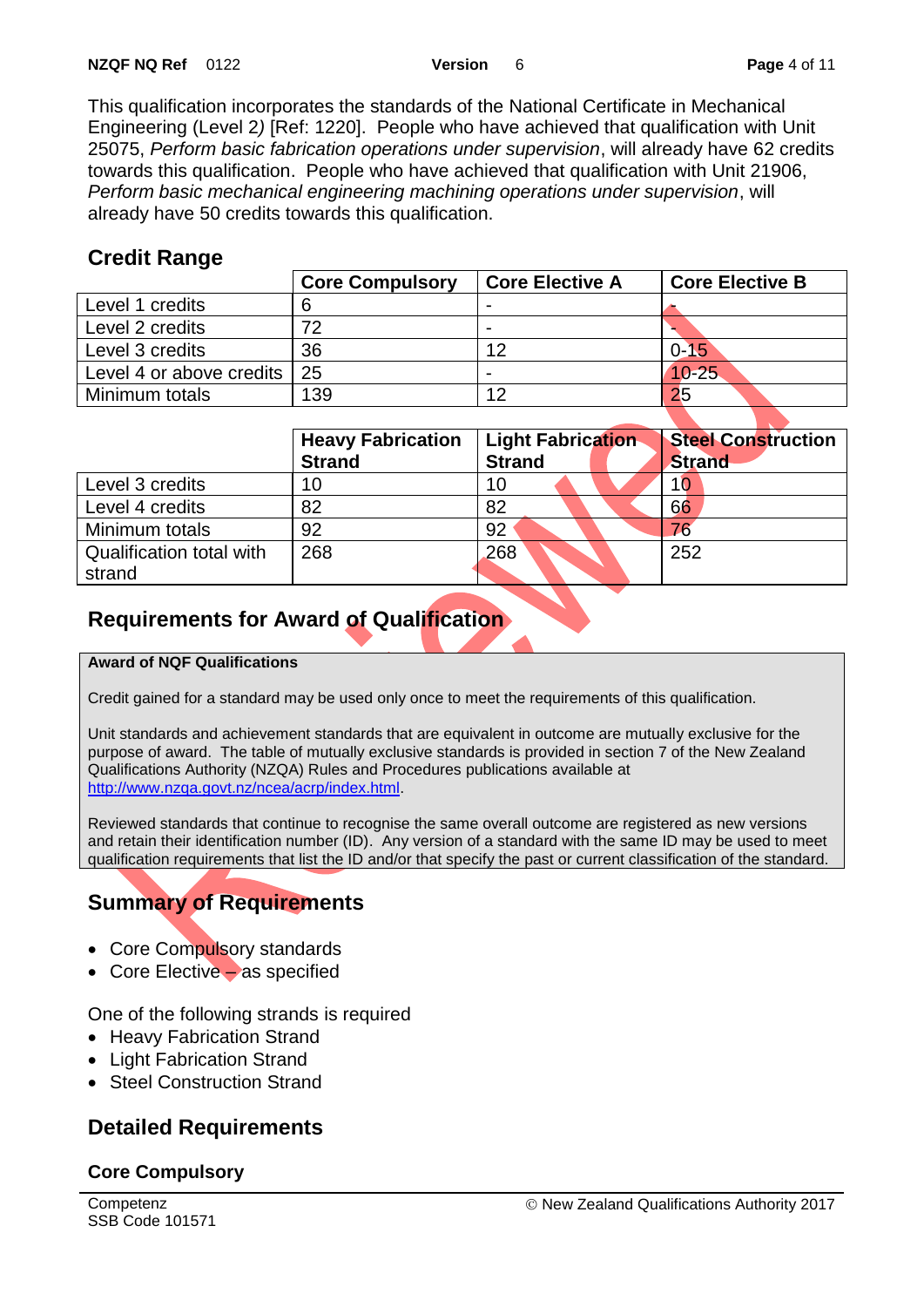This qualification incorporates the standards of the National Certificate in Mechanical Engineering (Level 2*)* [Ref: 1220]. People who have achieved that qualification with Unit 25075, *Perform basic fabrication operations under supervision*, will already have 62 credits towards this qualification. People who have achieved that qualification with Unit 21906, *Perform basic mechanical engineering machining operations under supervision*, will already have 50 credits towards this qualification.

## Credit Range

| | Core Compulsory | Core Elective A | Core Elective B |
|---|---|---|---|
| Level 1 credits | 6 | - | - |
| Level 2 credits | 72 | - | - |
| Level 3 credits | 36 | 12 | 0-15 |
| Level 4 or above credits | 25 | - | 10-25 |
| Minimum totals | 139 | 12 | 25 |

| | Heavy Fabrication Strand | Light Fabrication Strand | Steel Construction Strand |
|---|---|---|---|
| Level 3 credits | 10 | 10 | 10 |
| Level 4 credits | 82 | 82 | 66 |
| Minimum totals | 92 | 92 | 76 |
| Qualification total with strand | 268 | 268 | 252 |

## Requirements for Award of Qualification

**Award of NQF Qualifications**

Credit gained for a standard may be used only once to meet the requirements of this qualification.

Unit standards and achievement standards that are equivalent in outcome are mutually exclusive for the purpose of award. The table of mutually exclusive standards is provided in section 7 of the New Zealand Qualifications Authority (NZQA) Rules and Procedures publications available at http://www.nzqa.govt.nz/ncea/acrp/index.html.

Reviewed standards that continue to recognise the same overall outcome are registered as new versions and retain their identification number (ID). Any version of a standard with the same ID may be used to meet qualification requirements that list the ID and/or that specify the past or current classification of the standard.

## Summary of Requirements

- Core Compulsory standards
- Core Elective – as specified

One of the following strands is required

- Heavy Fabrication Strand
- Light Fabrication Strand
- Steel Construction Strand

## Detailed Requirements

### Core Compulsory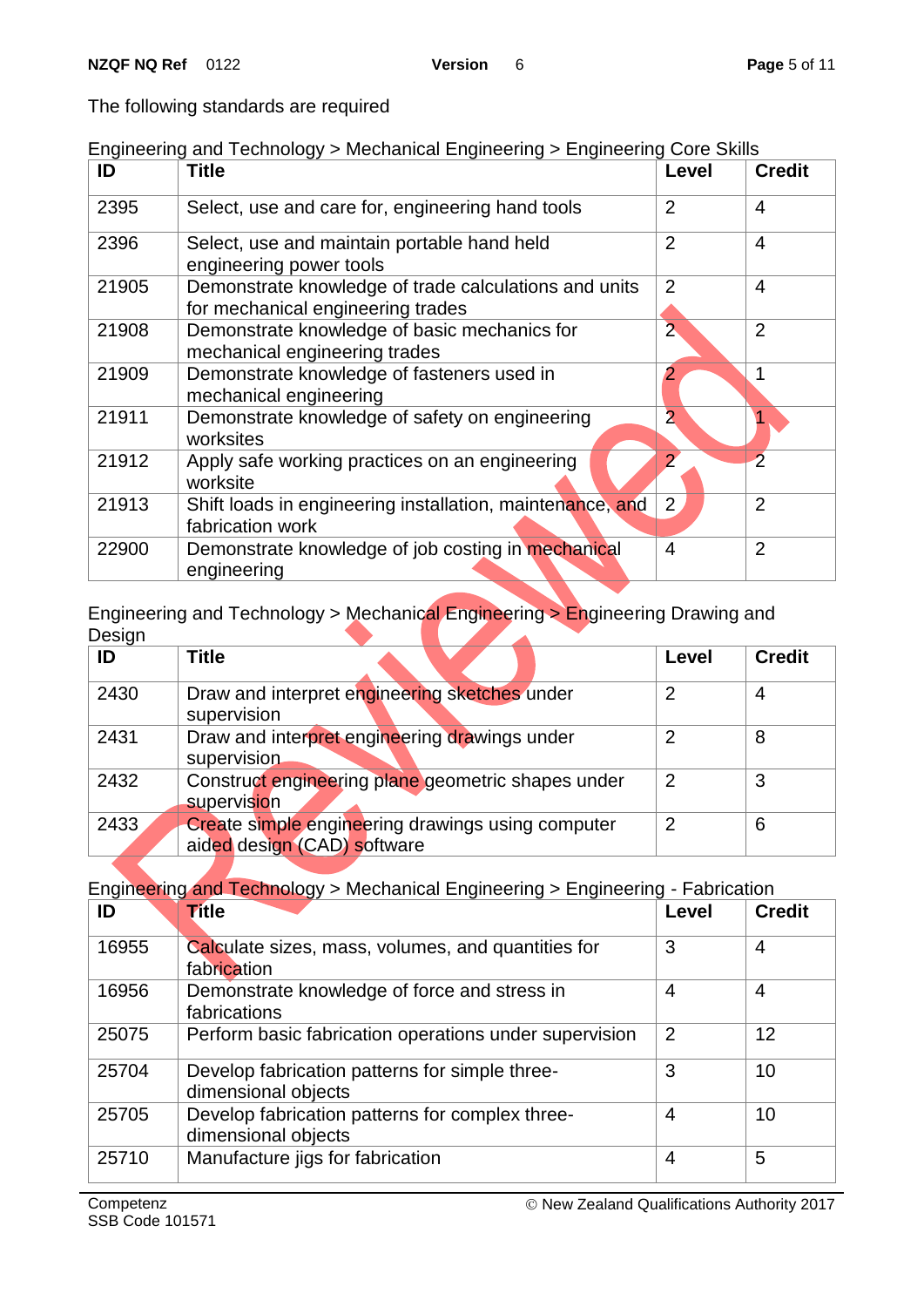The following standards are required

Engineering and Technology > Mechanical Engineering > Engineering Core Skills

| ID | Title | Level | Credit |
|---|---|---|---|
| 2395 | Select, use and care for, engineering hand tools | 2 | 4 |
| 2396 | Select, use and maintain portable hand held engineering power tools | 2 | 4 |
| 21905 | Demonstrate knowledge of trade calculations and units for mechanical engineering trades | 2 | 4 |
| 21908 | Demonstrate knowledge of basic mechanics for mechanical engineering trades | 2 | 2 |
| 21909 | Demonstrate knowledge of fasteners used in mechanical engineering | 2 | 1 |
| 21911 | Demonstrate knowledge of safety on engineering worksites | 2 | 1 |
| 21912 | Apply safe working practices on an engineering worksite | 2 | 2 |
| 21913 | Shift loads in engineering installation, maintenance, and fabrication work | 2 | 2 |
| 22900 | Demonstrate knowledge of job costing in mechanical engineering | 4 | 2 |

Engineering and Technology > Mechanical Engineering > Engineering Drawing and Design

| ID | Title | Level | Credit |
|---|---|---|---|
| 2430 | Draw and interpret engineering sketches under supervision | 2 | 4 |
| 2431 | Draw and interpret engineering drawings under supervision | 2 | 8 |
| 2432 | Construct engineering plane geometric shapes under supervision | 2 | 3 |
| 2433 | Create simple engineering drawings using computer aided design (CAD) software | 2 | 6 |

Engineering and Technology > Mechanical Engineering > Engineering - Fabrication

| ID | Title | Level | Credit |
|---|---|---|---|
| 16955 | Calculate sizes, mass, volumes, and quantities for fabrication | 3 | 4 |
| 16956 | Demonstrate knowledge of force and stress in fabrications | 4 | 4 |
| 25075 | Perform basic fabrication operations under supervision | 2 | 12 |
| 25704 | Develop fabrication patterns for simple three-dimensional objects | 3 | 10 |
| 25705 | Develop fabrication patterns for complex three-dimensional objects | 4 | 10 |
| 25710 | Manufacture jigs for fabrication | 4 | 5 |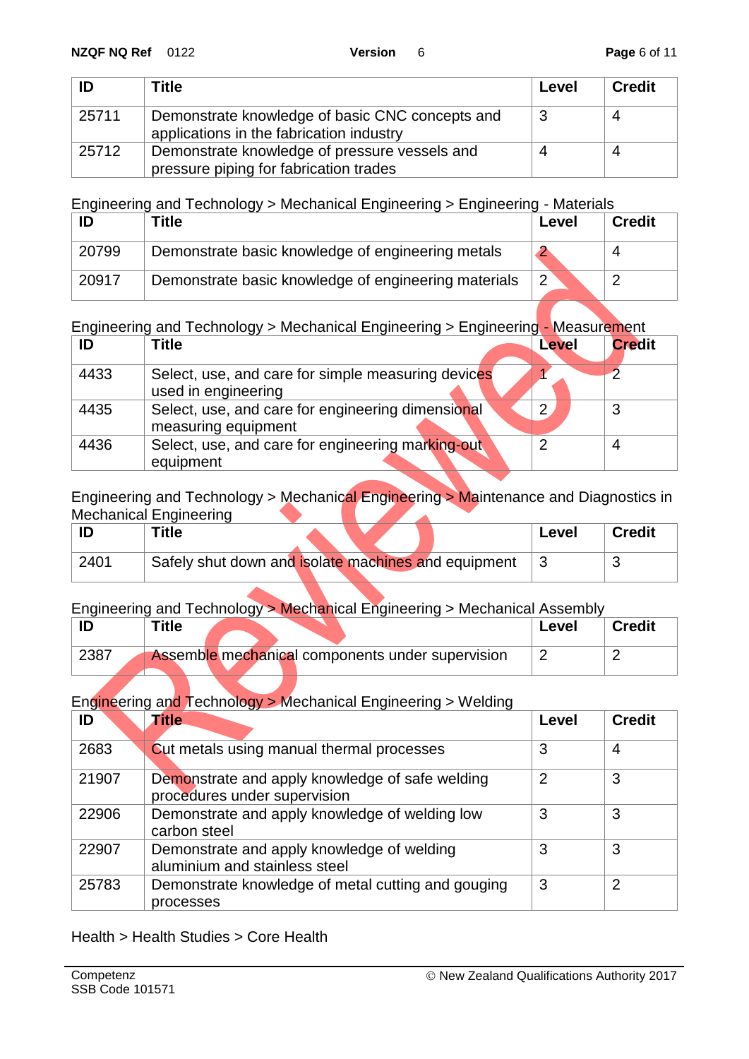| ID | Title | Level | Credit |
|---|---|---|---|
| 25711 | Demonstrate knowledge of basic CNC concepts and applications in the fabrication industry | 3 | 4 |
| 25712 | Demonstrate knowledge of pressure vessels and pressure piping for fabrication trades | 4 | 4 |

Engineering and Technology > Mechanical Engineering > Engineering - Materials

| ID | Title | Level | Credit |
|---|---|---|---|
| 20799 | Demonstrate basic knowledge of engineering metals | 2 | 4 |
| 20917 | Demonstrate basic knowledge of engineering materials | 2 | 2 |

Engineering and Technology > Mechanical Engineering > Engineering - Measurement

| ID | Title | Level | Credit |
|---|---|---|---|
| 4433 | Select, use, and care for simple measuring devices used in engineering | 1 | 2 |
| 4435 | Select, use, and care for engineering dimensional measuring equipment | 2 | 3 |
| 4436 | Select, use, and care for engineering marking-out equipment | 2 | 4 |

Engineering and Technology > Mechanical Engineering > Maintenance and Diagnostics in Mechanical Engineering

| ID | Title | Level | Credit |
|---|---|---|---|
| 2401 | Safely shut down and isolate machines and equipment | 3 | 3 |

Engineering and Technology > Mechanical Engineering > Mechanical Assembly

| ID | Title | Level | Credit |
|---|---|---|---|
| 2387 | Assemble mechanical components under supervision | 2 | 2 |

Engineering and Technology > Mechanical Engineering > Welding

| ID | Title | Level | Credit |
|---|---|---|---|
| 2683 | Cut metals using manual thermal processes | 3 | 4 |
| 21907 | Demonstrate and apply knowledge of safe welding procedures under supervision | 2 | 3 |
| 22906 | Demonstrate and apply knowledge of welding low carbon steel | 3 | 3 |
| 22907 | Demonstrate and apply knowledge of welding aluminium and stainless steel | 3 | 3 |
| 25783 | Demonstrate knowledge of metal cutting and gouging processes | 3 | 2 |

Health > Health Studies > Core Health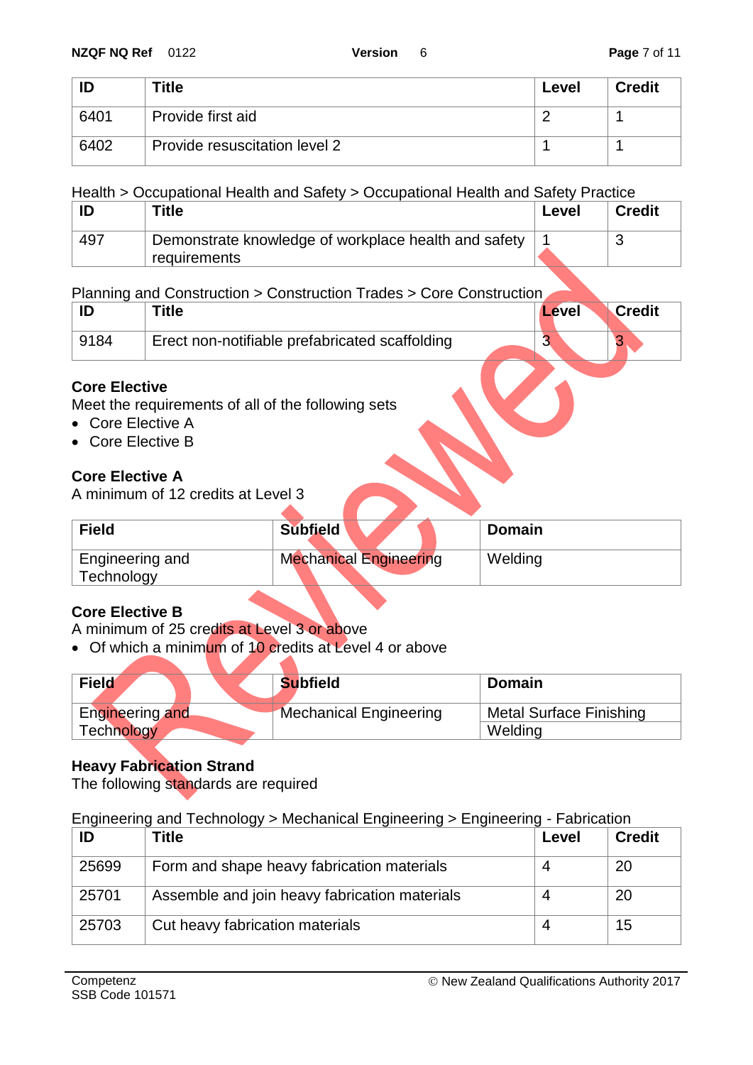| ID | Title | Level | Credit |
|---|---|---|---|
| 6401 | Provide first aid | 2 | 1 |
| 6402 | Provide resuscitation level 2 | 1 | 1 |

Health > Occupational Health and Safety > Occupational Health and Safety Practice

| ID | Title | Level | Credit |
|---|---|---|---|
| 497 | Demonstrate knowledge of workplace health and safety requirements | 1 | 3 |

Planning and Construction > Construction Trades > Core Construction

| ID | Title | Level | Credit |
|---|---|---|---|
| 9184 | Erect non-notifiable prefabricated scaffolding | 3 | 3 |

**Core Elective**

Meet the requirements of all of the following sets

- Core Elective A
- Core Elective B

**Core Elective A**

A minimum of 12 credits at Level 3

| Field | Subfield | Domain |
|---|---|---|
| Engineering and Technology | Mechanical Engineering | Welding |

**Core Elective B**

A minimum of 25 credits at Level 3 or above

- Of which a minimum of 10 credits at Level 4 or above

| Field | Subfield | Domain |
|---|---|---|
| Engineering and Technology | Mechanical Engineering | Metal Surface Finishing |
| | | Welding |

**Heavy Fabrication Strand**

The following standards are required

Engineering and Technology > Mechanical Engineering > Engineering - Fabrication

| ID | Title | Level | Credit |
|---|---|---|---|
| 25699 | Form and shape heavy fabrication materials | 4 | 20 |
| 25701 | Assemble and join heavy fabrication materials | 4 | 20 |
| 25703 | Cut heavy fabrication materials | 4 | 15 |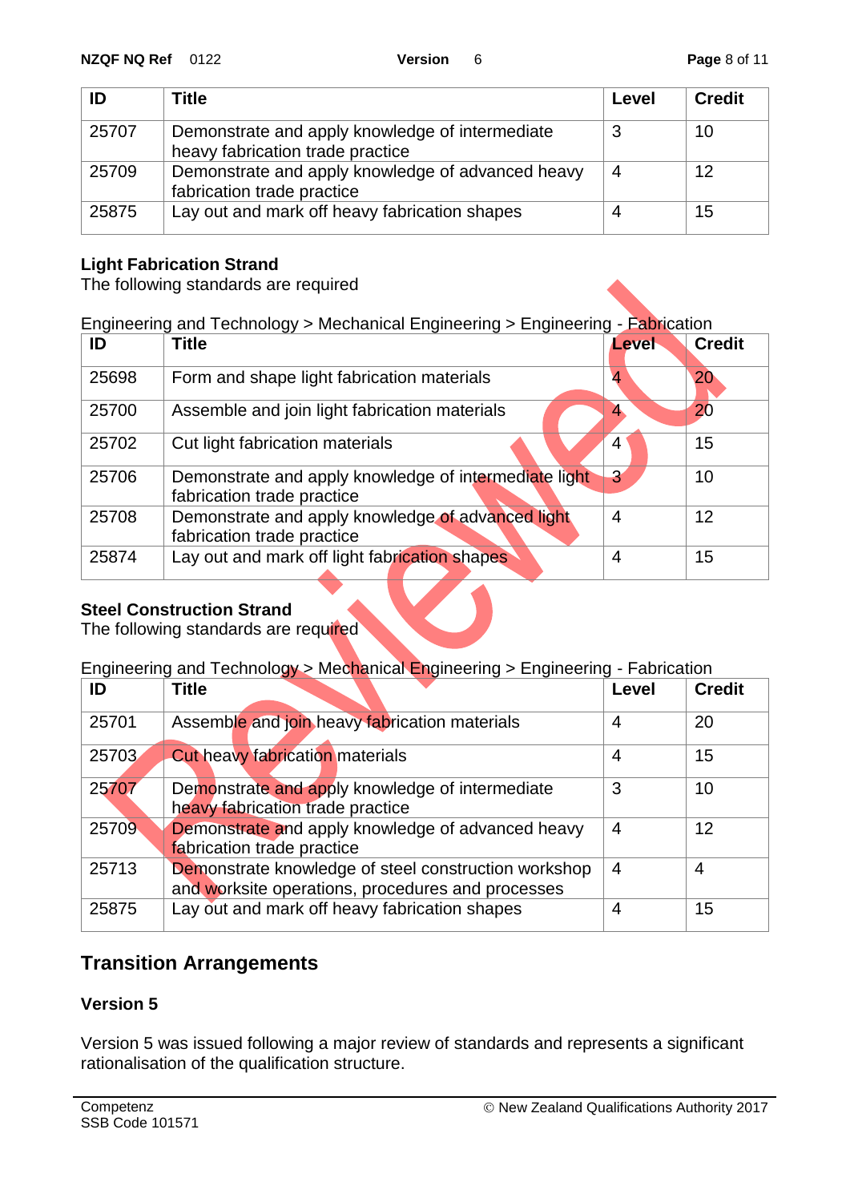| ID | Title | Level | Credit |
|---|---|---|---|
| 25707 | Demonstrate and apply knowledge of intermediate heavy fabrication trade practice | 3 | 10 |
| 25709 | Demonstrate and apply knowledge of advanced heavy fabrication trade practice | 4 | 12 |
| 25875 | Lay out and mark off heavy fabrication shapes | 4 | 15 |

**Light Fabrication Strand**

The following standards are required

Engineering and Technology > Mechanical Engineering > Engineering - Fabrication

| ID | Title | Level | Credit |
|---|---|---|---|
| 25698 | Form and shape light fabrication materials | 4 | 20 |
| 25700 | Assemble and join light fabrication materials | 4 | 20 |
| 25702 | Cut light fabrication materials | 4 | 15 |
| 25706 | Demonstrate and apply knowledge of intermediate light fabrication trade practice | 3 | 10 |
| 25708 | Demonstrate and apply knowledge of advanced light fabrication trade practice | 4 | 12 |
| 25874 | Lay out and mark off light fabrication shapes | 4 | 15 |

**Steel Construction Strand**

The following standards are required

Engineering and Technology > Mechanical Engineering > Engineering - Fabrication

| ID | Title | Level | Credit |
|---|---|---|---|
| 25701 | Assemble and join heavy fabrication materials | 4 | 20 |
| 25703 | Cut heavy fabrication materials | 4 | 15 |
| 25707 | Demonstrate and apply knowledge of intermediate heavy fabrication trade practice | 3 | 10 |
| 25709 | Demonstrate and apply knowledge of advanced heavy fabrication trade practice | 4 | 12 |
| 25713 | Demonstrate knowledge of steel construction workshop and worksite operations, procedures and processes | 4 | 4 |
| 25875 | Lay out and mark off heavy fabrication shapes | 4 | 15 |

## Transition Arrangements

### Version 5

Version 5 was issued following a major review of standards and represents a significant rationalisation of the qualification structure.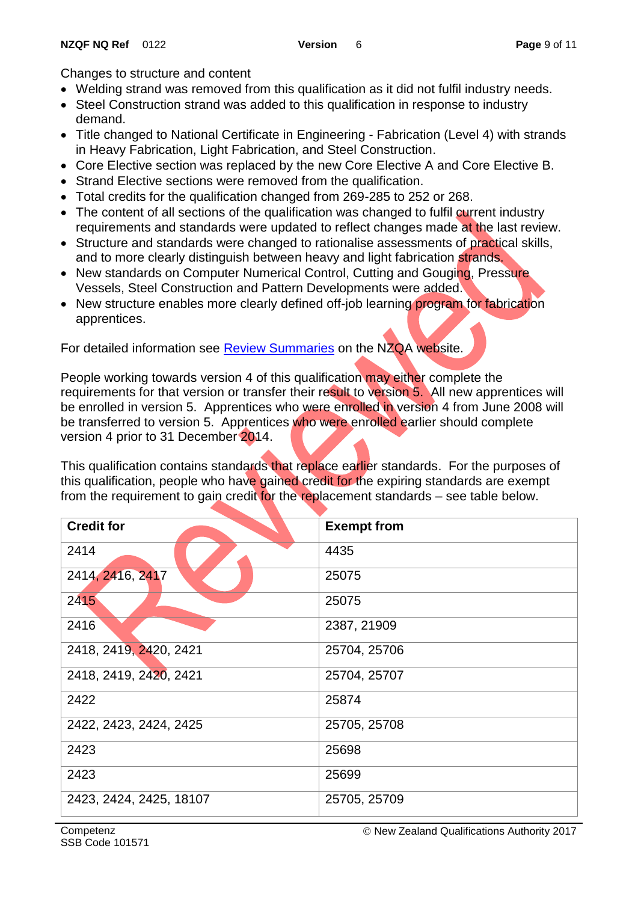Changes to structure and content

- Welding strand was removed from this qualification as it did not fulfil industry needs.
- Steel Construction strand was added to this qualification in response to industry demand.
- Title changed to National Certificate in Engineering - Fabrication (Level 4) with strands in Heavy Fabrication, Light Fabrication, and Steel Construction.
- Core Elective section was replaced by the new Core Elective A and Core Elective B.
- Strand Elective sections were removed from the qualification.
- Total credits for the qualification changed from 269-285 to 252 or 268.
- The content of all sections of the qualification was changed to fulfil current industry requirements and standards were updated to reflect changes made at the last review.
- Structure and standards were changed to rationalise assessments of practical skills, and to more clearly distinguish between heavy and light fabrication strands.
- New standards on Computer Numerical Control, Cutting and Gouging, Pressure Vessels, Steel Construction and Pattern Developments were added.
- New structure enables more clearly defined off-job learning program for fabrication apprentices.

For detailed information see Review Summaries on the NZQA website.

People working towards version 4 of this qualification may either complete the requirements for that version or transfer their result to version 5. All new apprentices will be enrolled in version 5. Apprentices who were enrolled in version 4 from June 2008 will be transferred to version 5. Apprentices who were enrolled earlier should complete version 4 prior to 31 December 2014.

This qualification contains standards that replace earlier standards. For the purposes of this qualification, people who have gained credit for the expiring standards are exempt from the requirement to gain credit for the replacement standards – see table below.

| Credit for | Exempt from |
|---|---|
| 2414 | 4435 |
| 2414, 2416, 2417 | 25075 |
| 2415 | 25075 |
| 2416 | 2387, 21909 |
| 2418, 2419, 2420, 2421 | 25704, 25706 |
| 2418, 2419, 2420, 2421 | 25704, 25707 |
| 2422 | 25874 |
| 2422, 2423, 2424, 2425 | 25705, 25708 |
| 2423 | 25698 |
| 2423 | 25699 |
| 2423, 2424, 2425, 18107 | 25705, 25709 |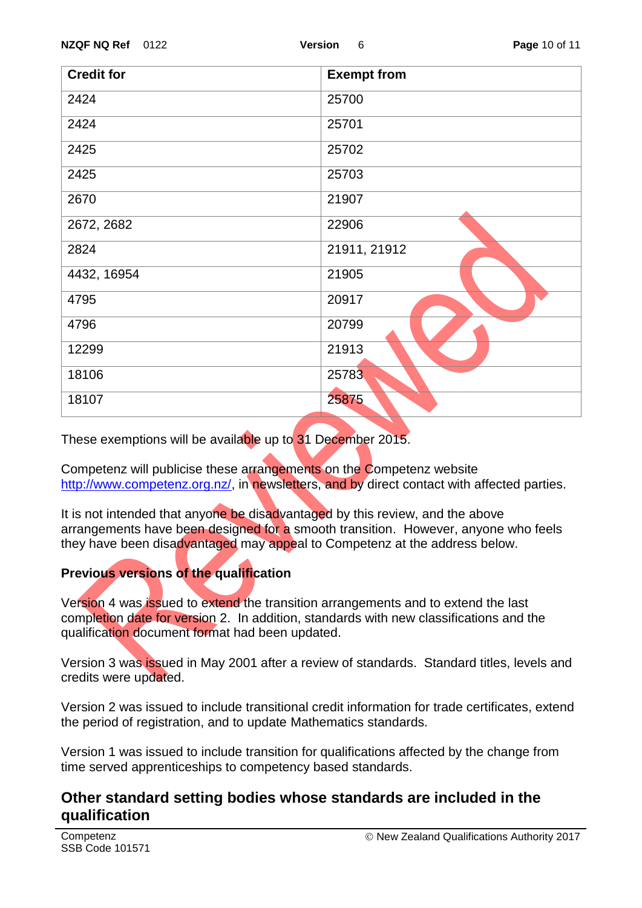| Credit for | Exempt from |
|---|---|
| 2424 | 25700 |
| 2424 | 25701 |
| 2425 | 25702 |
| 2425 | 25703 |
| 2670 | 21907 |
| 2672, 2682 | 22906 |
| 2824 | 21911, 21912 |
| 4432, 16954 | 21905 |
| 4795 | 20917 |
| 4796 | 20799 |
| 12299 | 21913 |
| 18106 | 25783 |
| 18107 | 25875 |

These exemptions will be available up to 31 December 2015.

Competenz will publicise these arrangements on the Competenz website http://www.competenz.org.nz/, in newsletters, and by direct contact with affected parties.

It is not intended that anyone be disadvantaged by this review, and the above arrangements have been designed for a smooth transition. However, anyone who feels they have been disadvantaged may appeal to Competenz at the address below.

**Previous versions of the qualification**

Version 4 was issued to extend the transition arrangements and to extend the last completion date for version 2. In addition, standards with new classifications and the qualification document format had been updated.

Version 3 was issued in May 2001 after a review of standards. Standard titles, levels and credits were updated.

Version 2 was issued to include transitional credit information for trade certificates, extend the period of registration, and to update Mathematics standards.

Version 1 was issued to include transition for qualifications affected by the change from time served apprenticeships to competency based standards.

## Other standard setting bodies whose standards are included in the qualification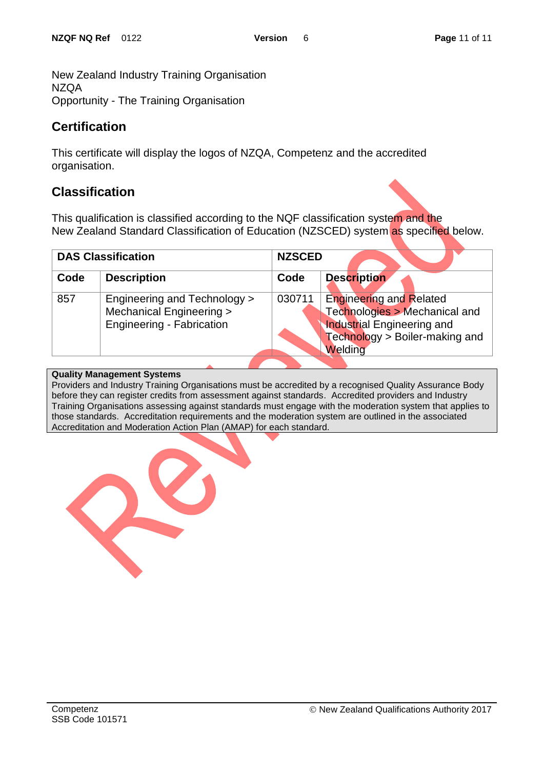New Zealand Industry Training Organisation
NZQA
Opportunity - The Training Organisation

## Certification

This certificate will display the logos of NZQA, Competenz and the accredited organisation.

## Classification

This qualification is classified according to the NQF classification system and the New Zealand Standard Classification of Education (NZSCED) system as specified below.

| DAS Classification | | NZSCED | |
|---|---|---|---|
| **Code** | **Description** | **Code** | **Description** |
| 857 | Engineering and Technology > Mechanical Engineering > Engineering - Fabrication | 030711 | Engineering and Related Technologies > Mechanical and Industrial Engineering and Technology > Boiler-making and Welding |

**Quality Management Systems**
Providers and Industry Training Organisations must be accredited by a recognised Quality Assurance Body before they can register credits from assessment against standards. Accredited providers and Industry Training Organisations assessing against standards must engage with the moderation system that applies to those standards. Accreditation requirements and the moderation system are outlined in the associated Accreditation and Moderation Action Plan (AMAP) for each standard.